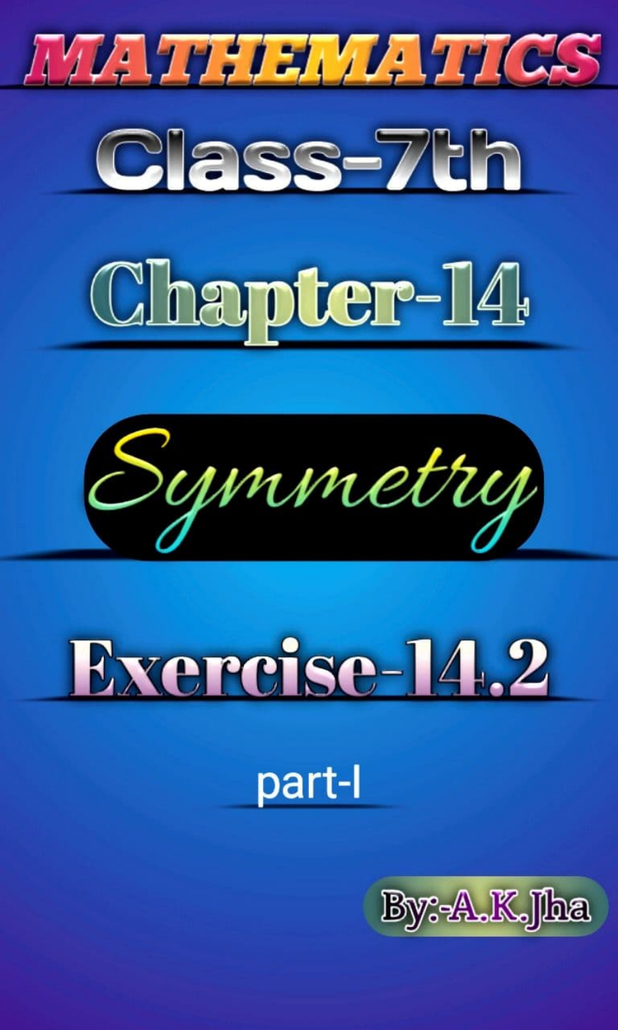# MATHEMATICS

## Class-7th

## Chapter-14

## Symmetry

## Exercise-14.2

part-I

By:-A.K.Jha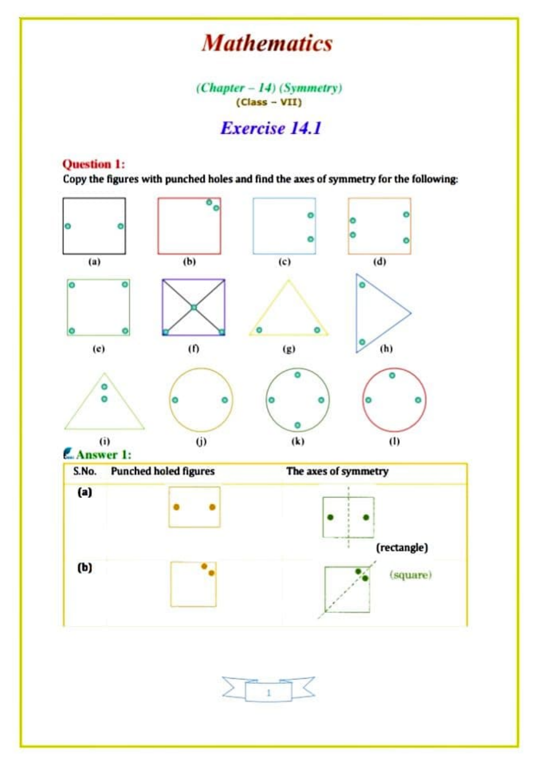# Mathematics

*(Chapter – 14) (Symmetry)*

(Class – VII)

## Exercise 14.1

**Question 1:**

**Copy the figures with punched holes and find the axes of symmetry for the following:**

(a) (b) (c) (d)

(e) (f) (g) (h)

(i) (j) (k) (l)

**Answer 1:**

| S.No. | Punched holed figures | The axes of symmetry |
|---|---|---|
| (a) | | (rectangle) |
| (b) | | (square) |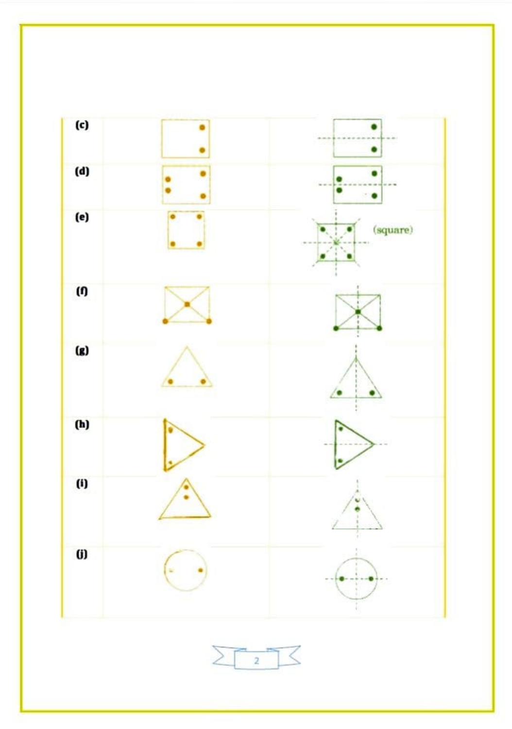(c)

(d)

(e)

(square)

(f)

(g)

(h)

(i)

(j)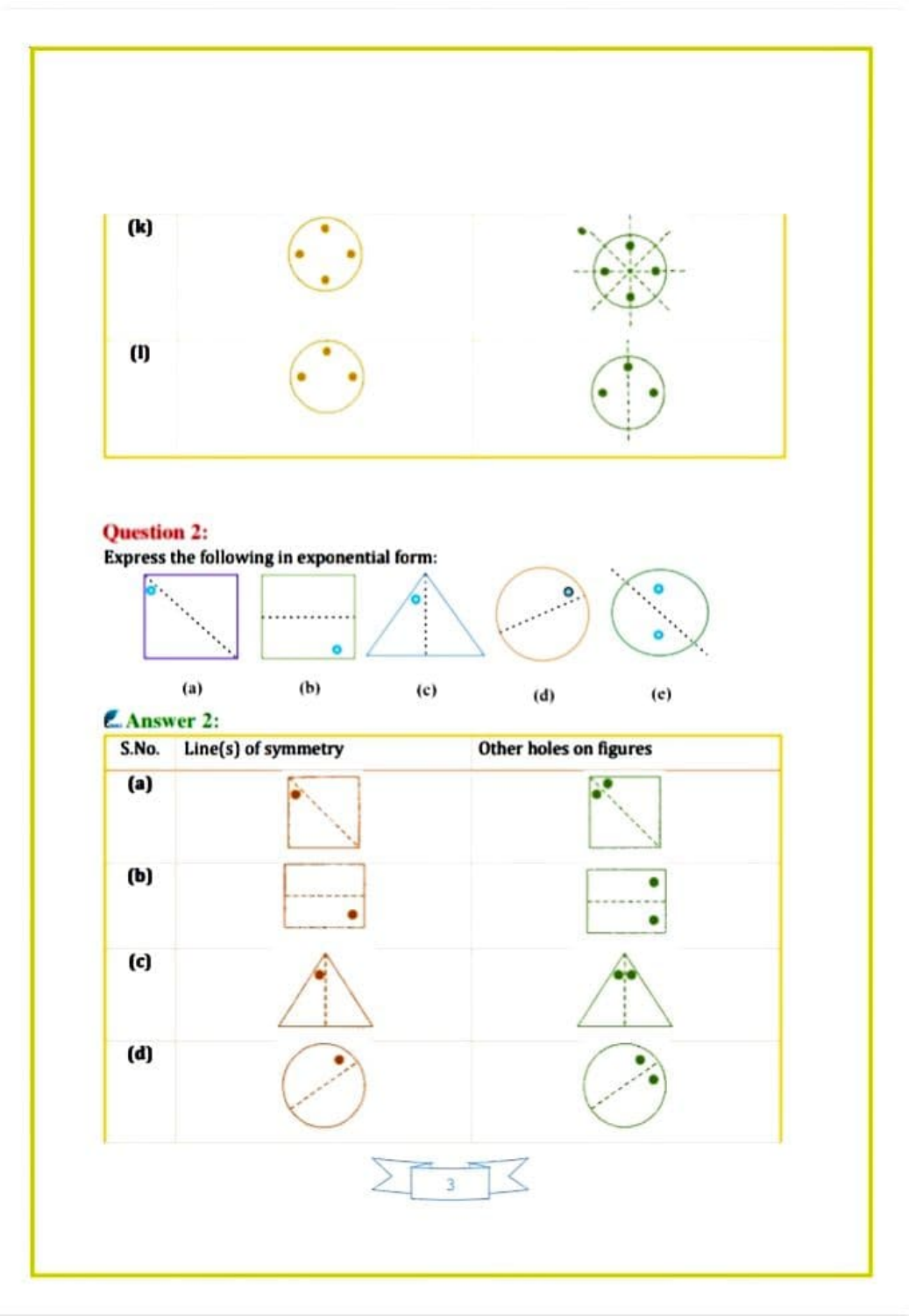| (k) | | |
|---|---|---|
| (l) | | |

## Question 2:

**Express the following in exponential form:**

(a) (b) (c) (d) (e)

## Answer 2:

| S.No. | Line(s) of symmetry | Other holes on figures |
|---|---|---|
| (a) | | |
| (b) | | |
| (c) | | |
| (d) | | |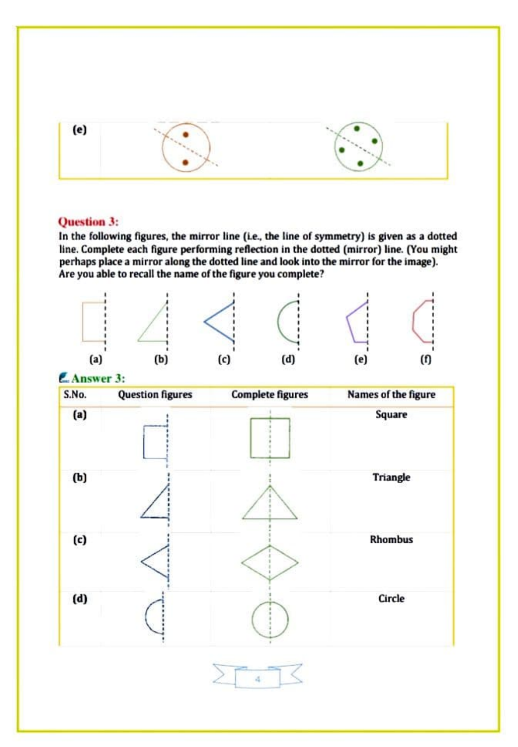| (e) | | |
|---|---|---|

**Question 3:**

In the following figures, the mirror line (i.e., the line of symmetry) is given as a dotted line. Complete each figure performing reflection in the dotted (mirror) line. (You might perhaps place a mirror along the dotted line and look into the mirror for the image). Are you able to recall the name of the figure you complete?

(a) (b) (c) (d) (e) (f)

**Answer 3:**

| S.No. | Question figures | Complete figures | Names of the figure |
|---|---|---|---|
| (a) | | | Square |
| (b) | | | Triangle |
| (c) | | | Rhombus |
| (d) | | | Circle |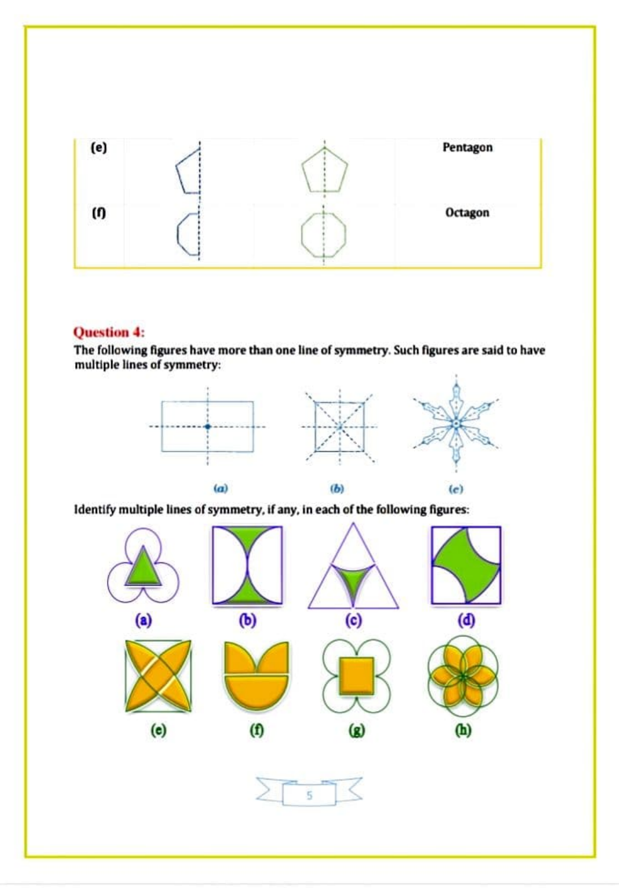| (e) | | | Pentagon |
|---|---|---|---|
| (f) | | | Octagon |

## Question 4:

**The following figures have more than one line of symmetry. Such figures are said to have multiple lines of symmetry:**

(a) (b) (c)

**Identify multiple lines of symmetry, if any, in each of the following figures:**

(a) (b) (c) (d)

(e) (f) (g) (h)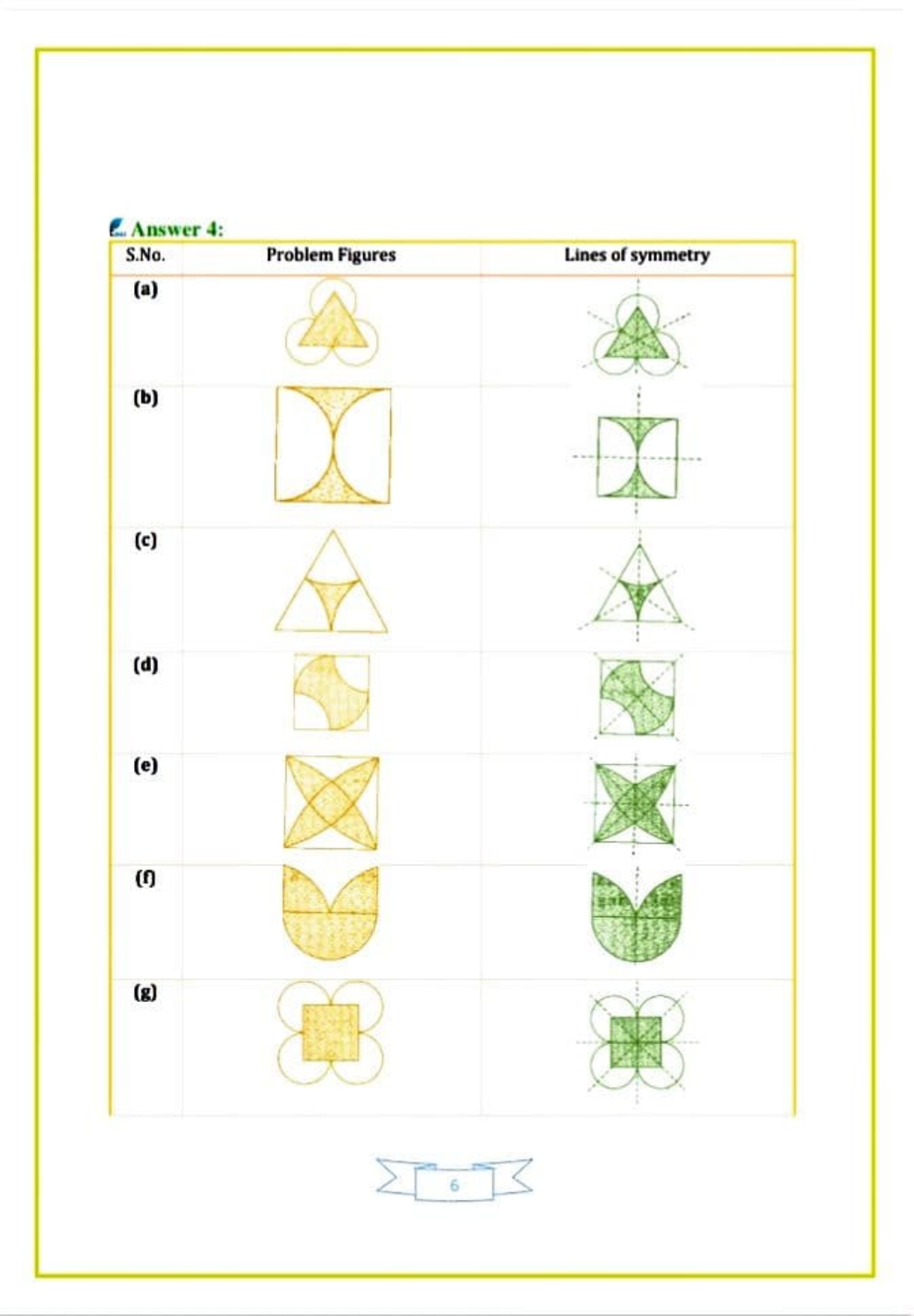## Answer 4:

| S.No. | Problem Figures | Lines of symmetry |
|---|---|---|
| (a) | | |
| (b) | | |
| (c) | | |
| (d) | | |
| (e) | | |
| (f) | | |
| (g) | | |